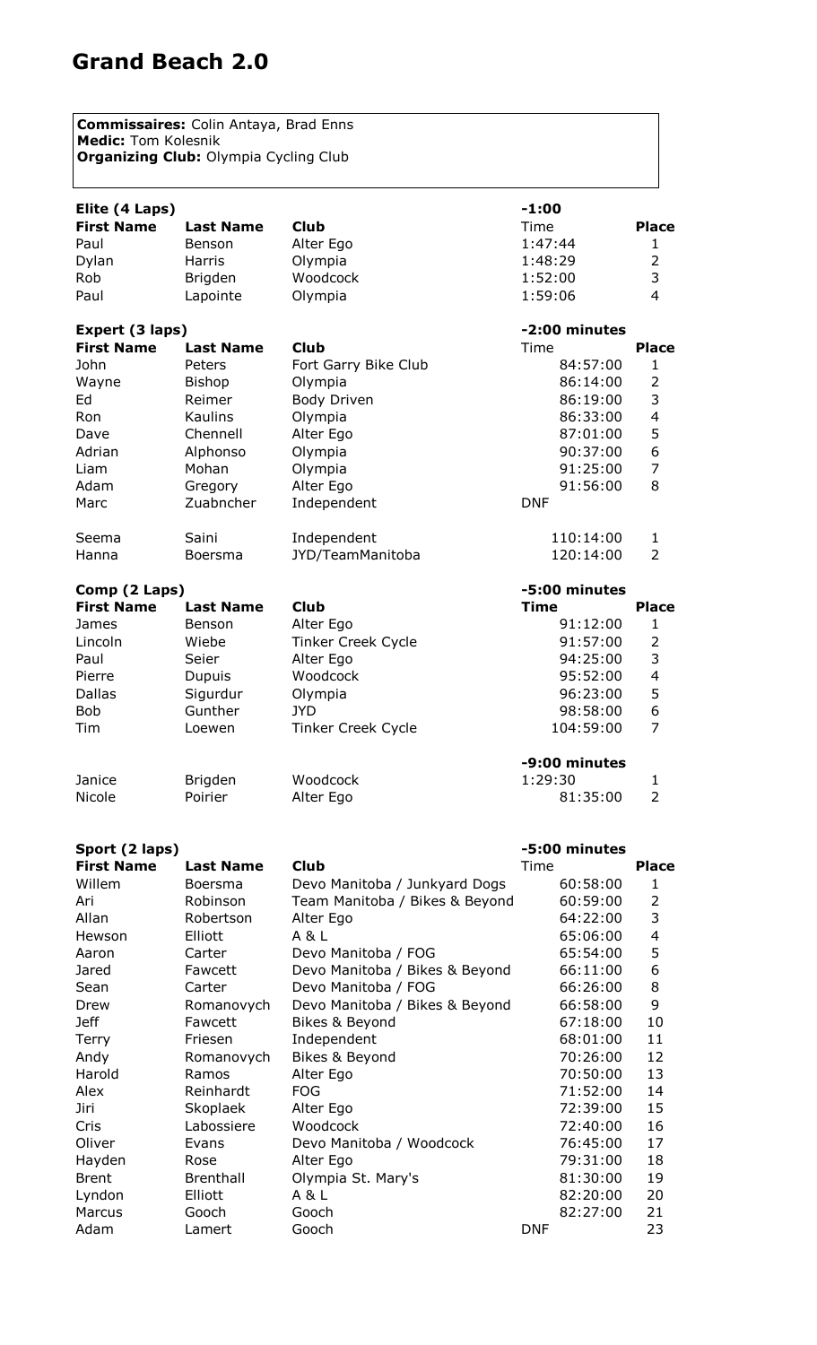# Grand Beach 2.0

**Commissaires:** Colin Antaya, Brad Enns
**Medic:** Tom Kolesnik
**Organizing Club:** Olympia Cycling Club

**Elite (4 Laps)** — -1:00

| First Name | Last Name | Club | Time | Place |
|---|---|---|---|---|
| Paul | Benson | Alter Ego | 1:47:44 | 1 |
| Dylan | Harris | Olympia | 1:48:29 | 2 |
| Rob | Brigden | Woodcock | 1:52:00 | 3 |
| Paul | Lapointe | Olympia | 1:59:06 | 4 |

**Expert (3 laps)** — -2:00 minutes

| First Name | Last Name | Club | Time | Place |
|---|---|---|---|---|
| John | Peters | Fort Garry Bike Club | 84:57:00 | 1 |
| Wayne | Bishop | Olympia | 86:14:00 | 2 |
| Ed | Reimer | Body Driven | 86:19:00 | 3 |
| Ron | Kaulins | Olympia | 86:33:00 | 4 |
| Dave | Chennell | Alter Ego | 87:01:00 | 5 |
| Adrian | Alphonso | Olympia | 90:37:00 | 6 |
| Liam | Mohan | Olympia | 91:25:00 | 7 |
| Adam | Gregory | Alter Ego | 91:56:00 | 8 |
| Marc | Zuabncher | Independent | DNF | |
| | | | | |
| Seema | Saini | Independent | 110:14:00 | 1 |
| Hanna | Boersma | JYD/TeamManitoba | 120:14:00 | 2 |

**Comp (2 Laps)** — -5:00 minutes

| First Name | Last Name | Club | Time | Place |
|---|---|---|---|---|
| James | Benson | Alter Ego | 91:12:00 | 1 |
| Lincoln | Wiebe | Tinker Creek Cycle | 91:57:00 | 2 |
| Paul | Seier | Alter Ego | 94:25:00 | 3 |
| Pierre | Dupuis | Woodcock | 95:52:00 | 4 |
| Dallas | Sigurdur | Olympia | 96:23:00 | 5 |
| Bob | Gunther | JYD | 98:58:00 | 6 |
| Tim | Loewen | Tinker Creek Cycle | 104:59:00 | 7 |
| | | | -9:00 minutes | |
| Janice | Brigden | Woodcock | 1:29:30 | 1 |
| Nicole | Poirier | Alter Ego | 81:35:00 | 2 |

**Sport (2 laps)** — -5:00 minutes

| First Name | Last Name | Club | Time | Place |
|---|---|---|---|---|
| Willem | Boersma | Devo Manitoba / Junkyard Dogs | 60:58:00 | 1 |
| Ari | Robinson | Team Manitoba / Bikes & Beyond | 60:59:00 | 2 |
| Allan | Robertson | Alter Ego | 64:22:00 | 3 |
| Hewson | Elliott | A & L | 65:06:00 | 4 |
| Aaron | Carter | Devo Manitoba / FOG | 65:54:00 | 5 |
| Jared | Fawcett | Devo Manitoba / Bikes & Beyond | 66:11:00 | 6 |
| Sean | Carter | Devo Manitoba / FOG | 66:26:00 | 8 |
| Drew | Romanovych | Devo Manitoba / Bikes & Beyond | 66:58:00 | 9 |
| Jeff | Fawcett | Bikes & Beyond | 67:18:00 | 10 |
| Terry | Friesen | Independent | 68:01:00 | 11 |
| Andy | Romanovych | Bikes & Beyond | 70:26:00 | 12 |
| Harold | Ramos | Alter Ego | 70:50:00 | 13 |
| Alex | Reinhardt | FOG | 71:52:00 | 14 |
| Jiri | Skoplaek | Alter Ego | 72:39:00 | 15 |
| Cris | Labossiere | Woodcock | 72:40:00 | 16 |
| Oliver | Evans | Devo Manitoba / Woodcock | 76:45:00 | 17 |
| Hayden | Rose | Alter Ego | 79:31:00 | 18 |
| Brent | Brenthall | Olympia St. Mary's | 81:30:00 | 19 |
| Lyndon | Elliott | A & L | 82:20:00 | 20 |
| Marcus | Gooch | Gooch | 82:27:00 | 21 |
| Adam | Lamert | Gooch | DNF | 23 |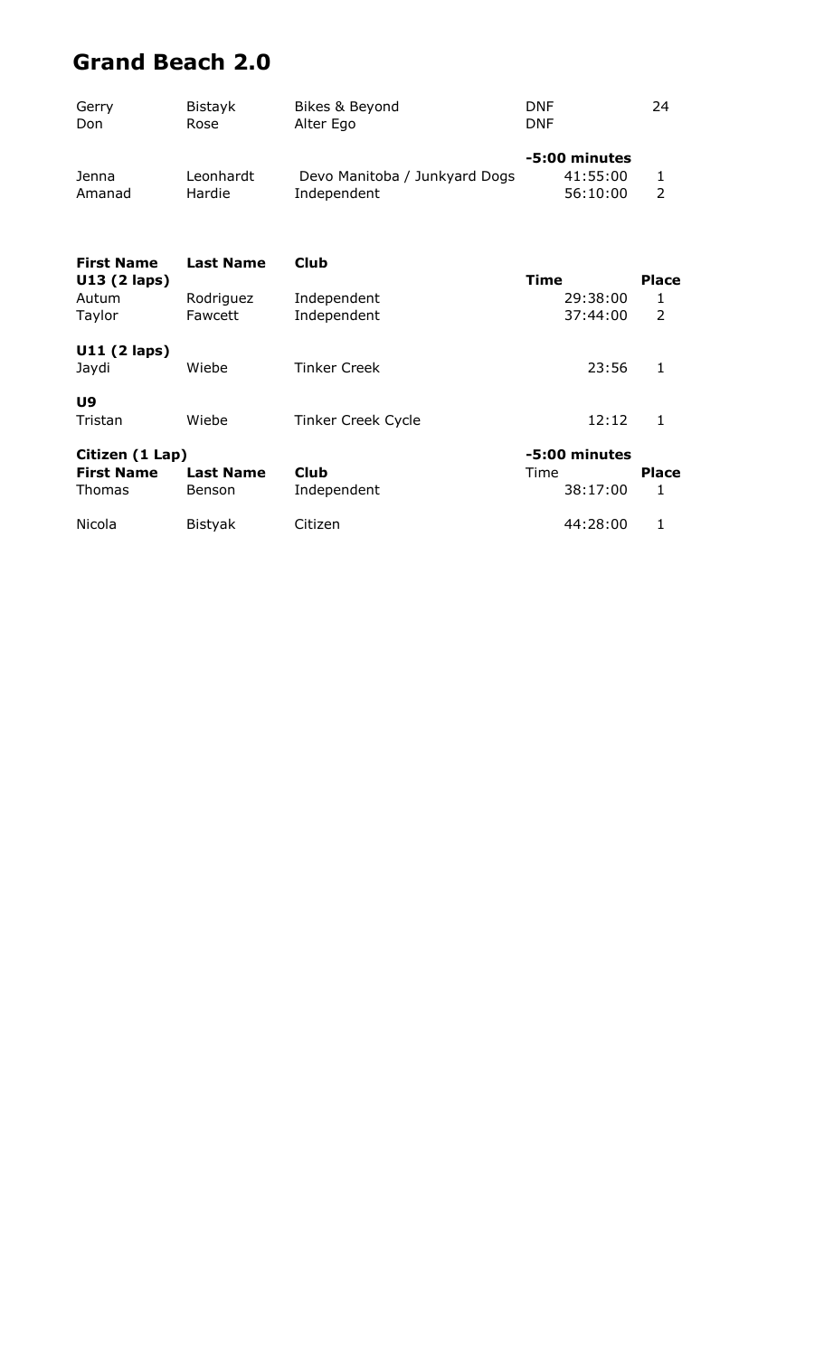## Grand Beach 2.0

| | | | | |
|---|---|---|---|---|
| Gerry | Bistayk | Bikes & Beyond | DNF | 24 |
| Don | Rose | Alter Ego | DNF | |
| | | | **-5:00 minutes** | |
| Jenna | Leonhardt | Devo Manitoba / Junkyard Dogs | 41:55:00 | 1 |
| Amanad | Hardie | Independent | 56:10:00 | 2 |

| **First Name** | **Last Name** | **Club** | | |
|---|---|---|---|---|
| **U13 (2 laps)** | | | **Time** | **Place** |
| Autum | Rodriguez | Independent | 29:38:00 | 1 |
| Taylor | Fawcett | Independent | 37:44:00 | 2 |
| **U11 (2 laps)** | | | | |
| Jaydi | Wiebe | Tinker Creek | 23:56 | 1 |
| **U9** | | | | |
| Tristan | Wiebe | Tinker Creek Cycle | 12:12 | 1 |

| **Citizen (1 Lap)** | | | **-5:00 minutes** | |
|---|---|---|---|---|
| **First Name** | **Last Name** | **Club** | Time | **Place** |
| Thomas | Benson | Independent | 38:17:00 | 1 |
| Nicola | Bistyak | Citizen | 44:28:00 | 1 |